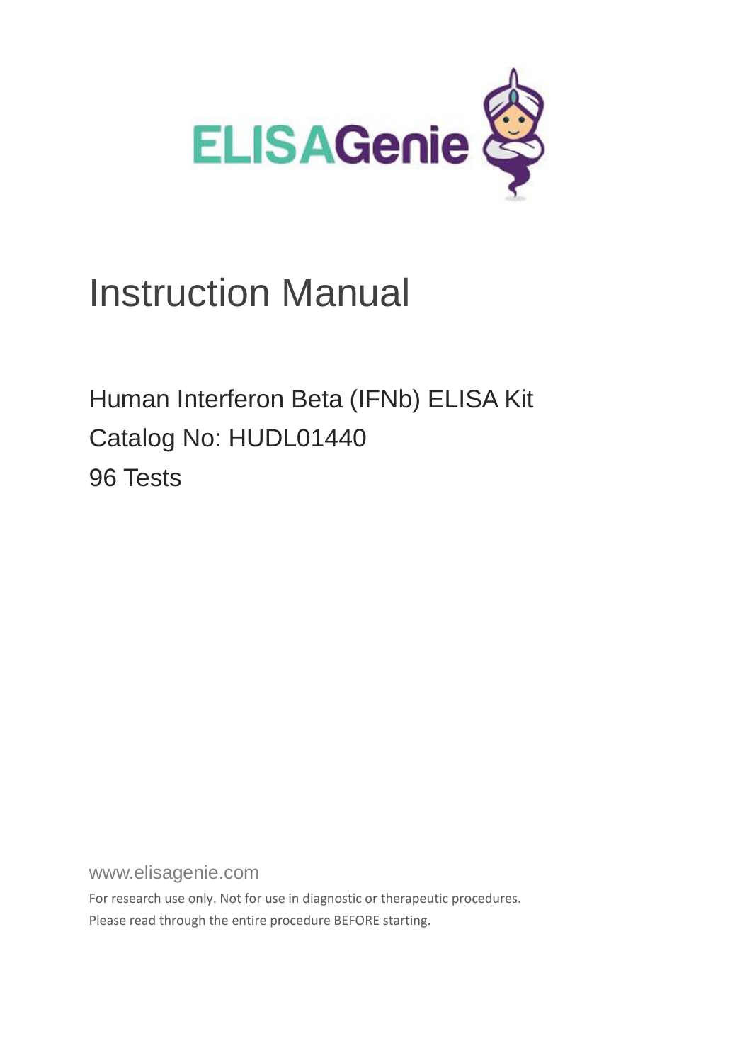ELISAGenie

# Instruction Manual

## Human Interferon Beta (IFNb) ELISA Kit

Catalog No: HUDL01440

96 Tests

www.elisagenie.com

For research use only. Not for use in diagnostic or therapeutic procedures.

Please read through the entire procedure BEFORE starting.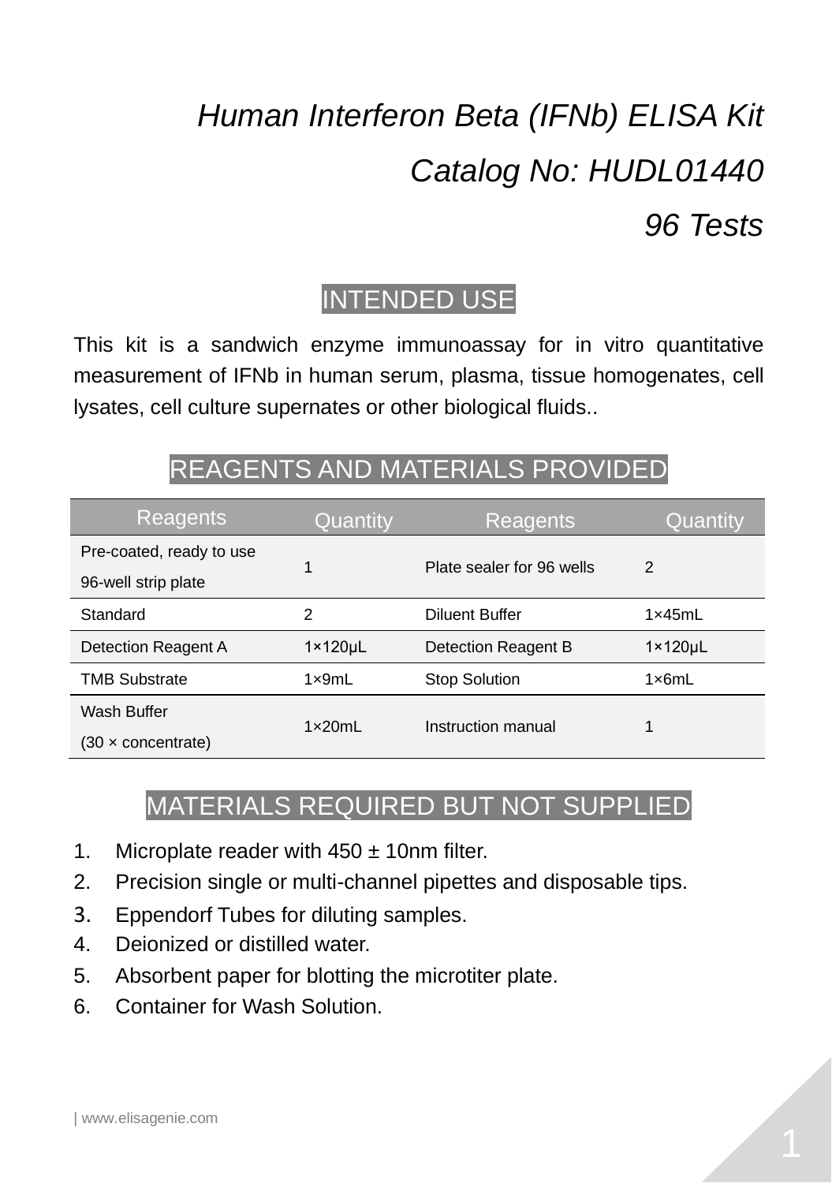# *Human Interferon Beta (IFNb) ELISA Kit*

# *Catalog No: HUDL01440*

# *96 Tests*

## INTENDED USE

This kit is a sandwich enzyme immunoassay for in vitro quantitative measurement of IFNb in human serum, plasma, tissue homogenates, cell lysates, cell culture supernates or other biological fluids..

## REAGENTS AND MATERIALS PROVIDED

| Reagents | Quantity | Reagents | Quantity |
|---|---|---|---|
| Pre-coated, ready to use 96-well strip plate | 1 | Plate sealer for 96 wells | 2 |
| Standard | 2 | Diluent Buffer | 1×45mL |
| Detection Reagent A | 1×120μL | Detection Reagent B | 1×120μL |
| TMB Substrate | 1×9mL | Stop Solution | 1×6mL |
| Wash Buffer (30 × concentrate) | 1×20mL | Instruction manual | 1 |

## MATERIALS REQUIRED BUT NOT SUPPLIED

1. Microplate reader with 450 ± 10nm filter.
2. Precision single or multi-channel pipettes and disposable tips.
3. Eppendorf Tubes for diluting samples.
4. Deionized or distilled water.
5. Absorbent paper for blotting the microtiter plate.
6. Container for Wash Solution.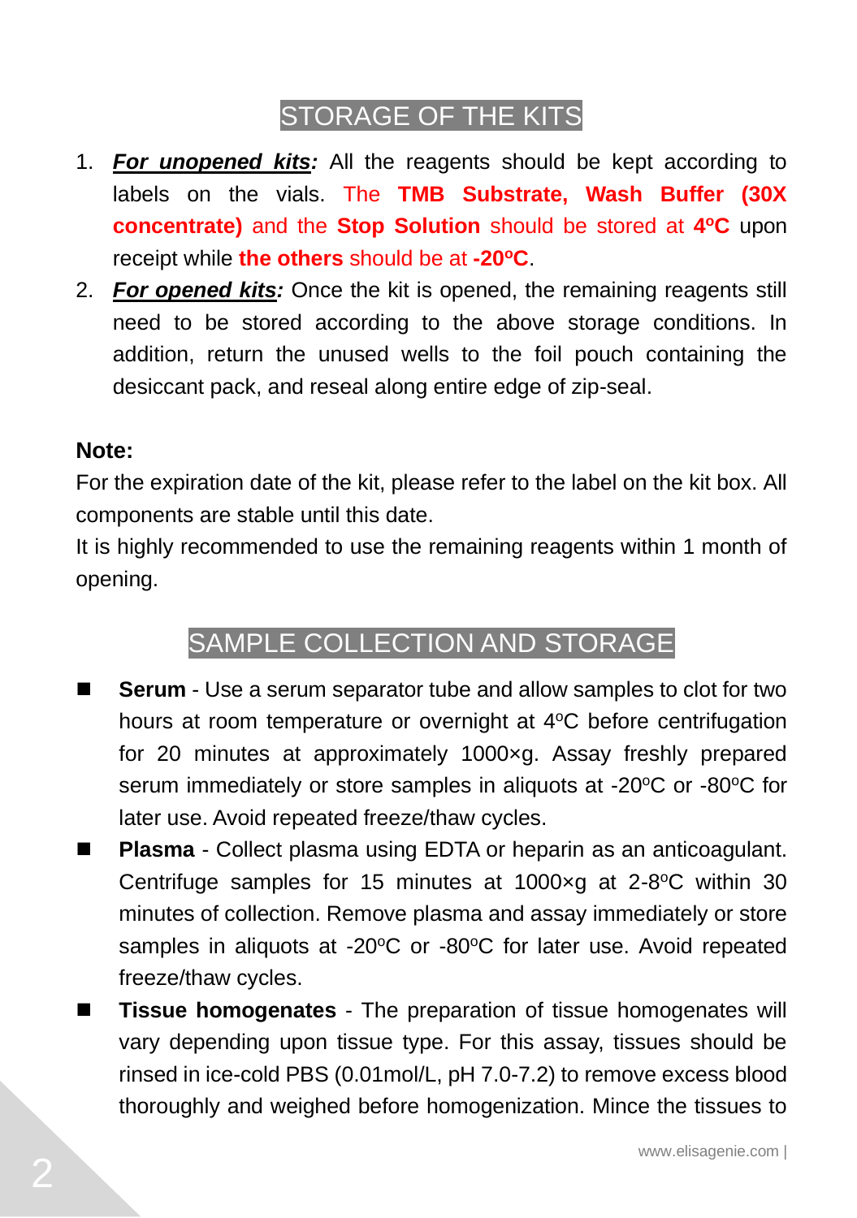## STORAGE OF THE KITS

1. ***For unopened kits:*** All the reagents should be kept according to labels on the vials. The **TMB Substrate, Wash Buffer (30X concentrate)** and the **Stop Solution** should be stored at **4ºC** upon receipt while **the others** should be at **-20ºC**.
2. ***For opened kits:*** Once the kit is opened, the remaining reagents still need to be stored according to the above storage conditions. In addition, return the unused wells to the foil pouch containing the desiccant pack, and reseal along entire edge of zip-seal.

**Note:**

For the expiration date of the kit, please refer to the label on the kit box. All components are stable until this date.

It is highly recommended to use the remaining reagents within 1 month of opening.

## SAMPLE COLLECTION AND STORAGE

- **Serum** - Use a serum separator tube and allow samples to clot for two hours at room temperature or overnight at 4ºC before centrifugation for 20 minutes at approximately 1000×g. Assay freshly prepared serum immediately or store samples in aliquots at -20ºC or -80ºC for later use. Avoid repeated freeze/thaw cycles.
- **Plasma** - Collect plasma using EDTA or heparin as an anticoagulant. Centrifuge samples for 15 minutes at 1000×g at 2-8ºC within 30 minutes of collection. Remove plasma and assay immediately or store samples in aliquots at -20ºC or -80ºC for later use. Avoid repeated freeze/thaw cycles.
- **Tissue homogenates** - The preparation of tissue homogenates will vary depending upon tissue type. For this assay, tissues should be rinsed in ice-cold PBS (0.01mol/L, pH 7.0-7.2) to remove excess blood thoroughly and weighed before homogenization. Mince the tissues to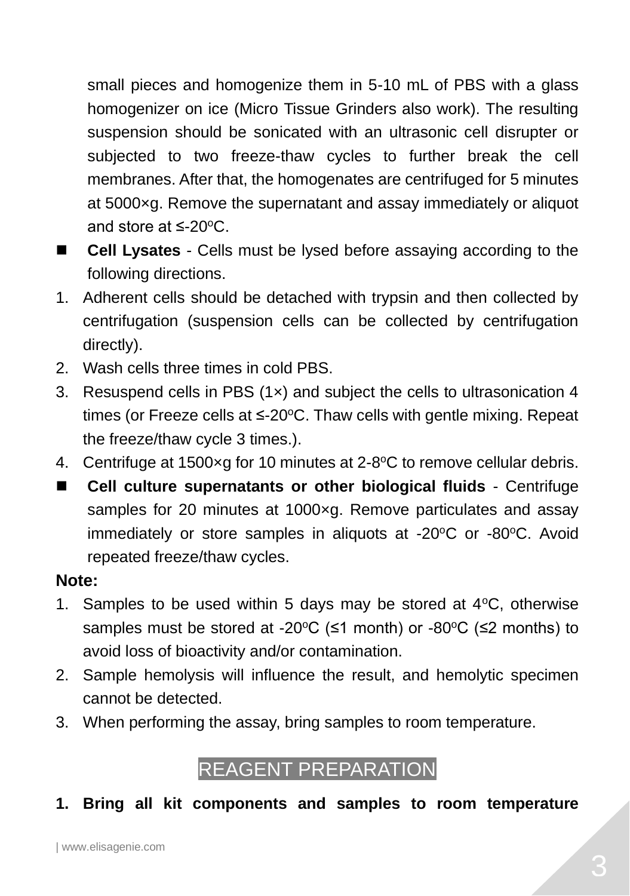small pieces and homogenize them in 5-10 mL of PBS with a glass homogenizer on ice (Micro Tissue Grinders also work). The resulting suspension should be sonicated with an ultrasonic cell disrupter or subjected to two freeze-thaw cycles to further break the cell membranes. After that, the homogenates are centrifuged for 5 minutes at 5000×g. Remove the supernatant and assay immediately or aliquot and store at ≤-20ºC.

- **Cell Lysates** - Cells must be lysed before assaying according to the following directions.

1. Adherent cells should be detached with trypsin and then collected by centrifugation (suspension cells can be collected by centrifugation directly).
2. Wash cells three times in cold PBS.
3. Resuspend cells in PBS (1×) and subject the cells to ultrasonication 4 times (or Freeze cells at ≤-20ºC. Thaw cells with gentle mixing. Repeat the freeze/thaw cycle 3 times.).
4. Centrifuge at 1500×g for 10 minutes at 2-8ºC to remove cellular debris.

- **Cell culture supernatants or other biological fluids** - Centrifuge samples for 20 minutes at 1000×g. Remove particulates and assay immediately or store samples in aliquots at -20ºC or -80ºC. Avoid repeated freeze/thaw cycles.

**Note:**

1. Samples to be used within 5 days may be stored at 4ºC, otherwise samples must be stored at -20ºC (≤1 month) or -80ºC (≤2 months) to avoid loss of bioactivity and/or contamination.
2. Sample hemolysis will influence the result, and hemolytic specimen cannot be detected.
3. When performing the assay, bring samples to room temperature.

## REAGENT PREPARATION

1. **Bring all kit components and samples to room temperature**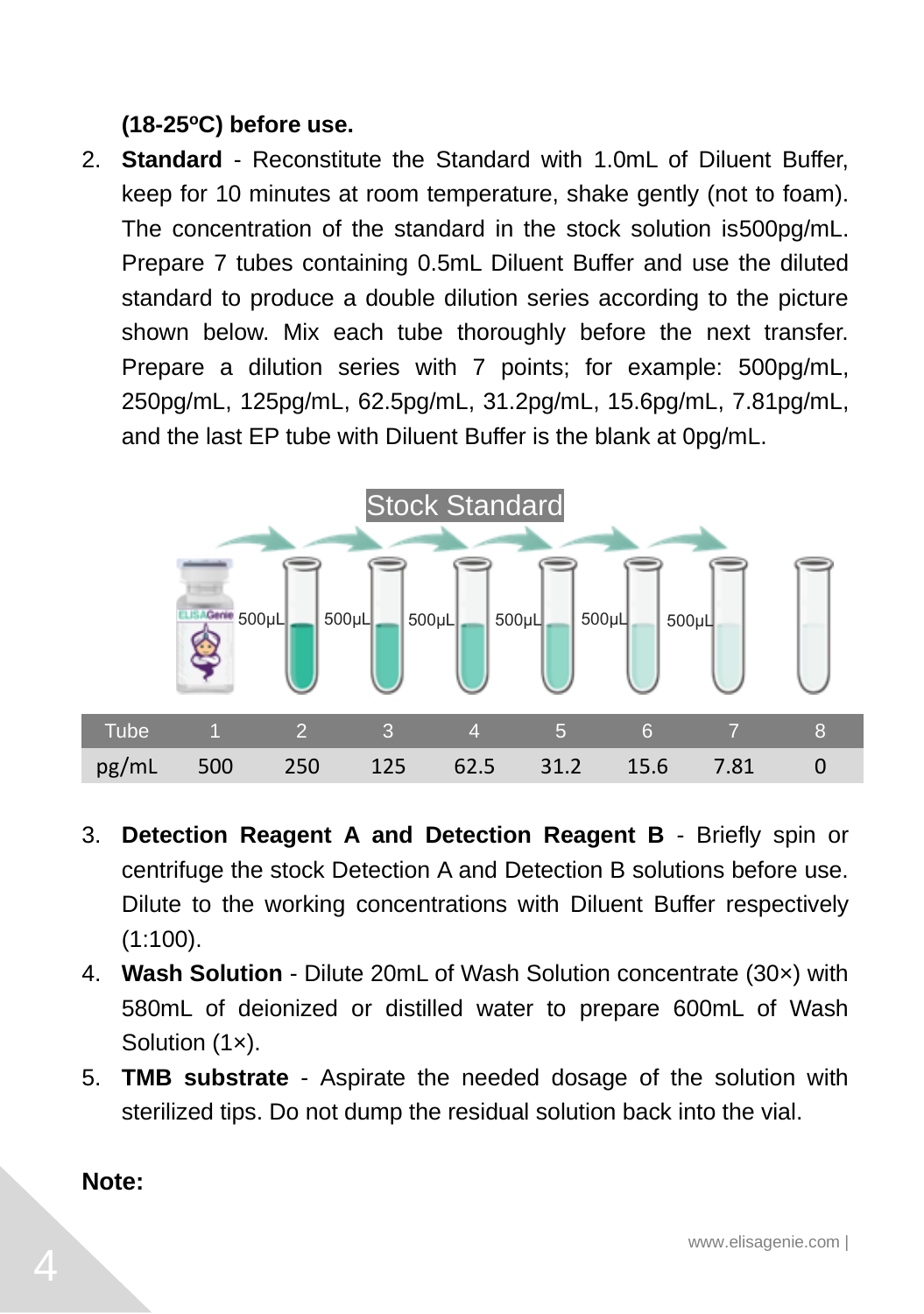**(18-25ºC) before use.**

2. **Standard** - Reconstitute the Standard with 1.0mL of Diluent Buffer, keep for 10 minutes at room temperature, shake gently (not to foam). The concentration of the standard in the stock solution is500pg/mL. Prepare 7 tubes containing 0.5mL Diluent Buffer and use the diluted standard to produce a double dilution series according to the picture shown below. Mix each tube thoroughly before the next transfer. Prepare a dilution series with 7 points; for example: 500pg/mL, 250pg/mL, 125pg/mL, 62.5pg/mL, 31.2pg/mL, 15.6pg/mL, 7.81pg/mL, and the last EP tube with Diluent Buffer is the blank at 0pg/mL.

Stock Standard

500μL 500μL 500μL 500μL 500μL 500μL

| Tube | 1 | 2 | 3 | 4 | 5 | 6 | 7 | 8 |
|---|---|---|---|---|---|---|---|---|
| pg/mL | 500 | 250 | 125 | 62.5 | 31.2 | 15.6 | 7.81 | 0 |

3. **Detection Reagent A and Detection Reagent B** - Briefly spin or centrifuge the stock Detection A and Detection B solutions before use. Dilute to the working concentrations with Diluent Buffer respectively (1:100).
4. **Wash Solution** - Dilute 20mL of Wash Solution concentrate (30×) with 580mL of deionized or distilled water to prepare 600mL of Wash Solution (1×).
5. **TMB substrate** - Aspirate the needed dosage of the solution with sterilized tips. Do not dump the residual solution back into the vial.

**Note:**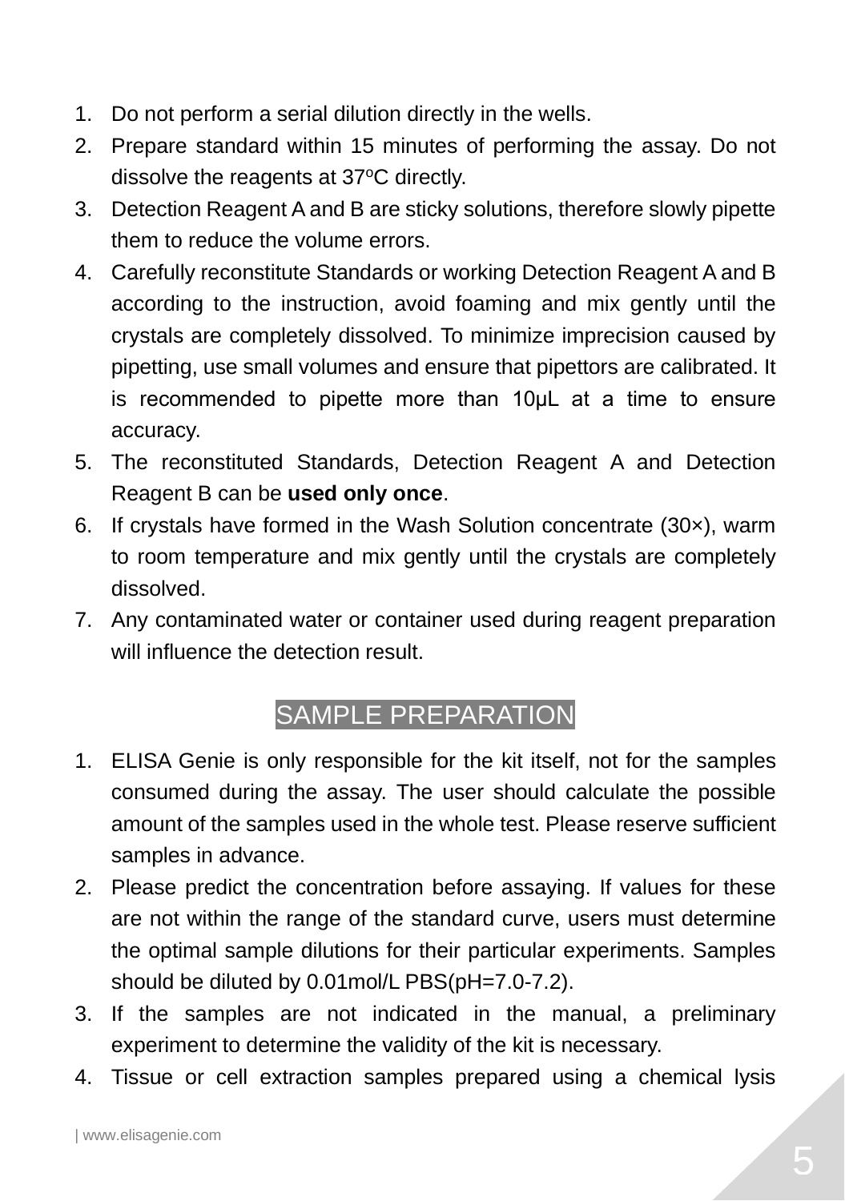1. Do not perform a serial dilution directly in the wells.
2. Prepare standard within 15 minutes of performing the assay. Do not dissolve the reagents at 37ºC directly.
3. Detection Reagent A and B are sticky solutions, therefore slowly pipette them to reduce the volume errors.
4. Carefully reconstitute Standards or working Detection Reagent A and B according to the instruction, avoid foaming and mix gently until the crystals are completely dissolved. To minimize imprecision caused by pipetting, use small volumes and ensure that pipettors are calibrated. It is recommended to pipette more than 10μL at a time to ensure accuracy.
5. The reconstituted Standards, Detection Reagent A and Detection Reagent B can be **used only once**.
6. If crystals have formed in the Wash Solution concentrate (30×), warm to room temperature and mix gently until the crystals are completely dissolved.
7. Any contaminated water or container used during reagent preparation will influence the detection result.

## SAMPLE PREPARATION

1. ELISA Genie is only responsible for the kit itself, not for the samples consumed during the assay. The user should calculate the possible amount of the samples used in the whole test. Please reserve sufficient samples in advance.
2. Please predict the concentration before assaying. If values for these are not within the range of the standard curve, users must determine the optimal sample dilutions for their particular experiments. Samples should be diluted by 0.01mol/L PBS(pH=7.0-7.2).
3. If the samples are not indicated in the manual, a preliminary experiment to determine the validity of the kit is necessary.
4. Tissue or cell extraction samples prepared using a chemical lysis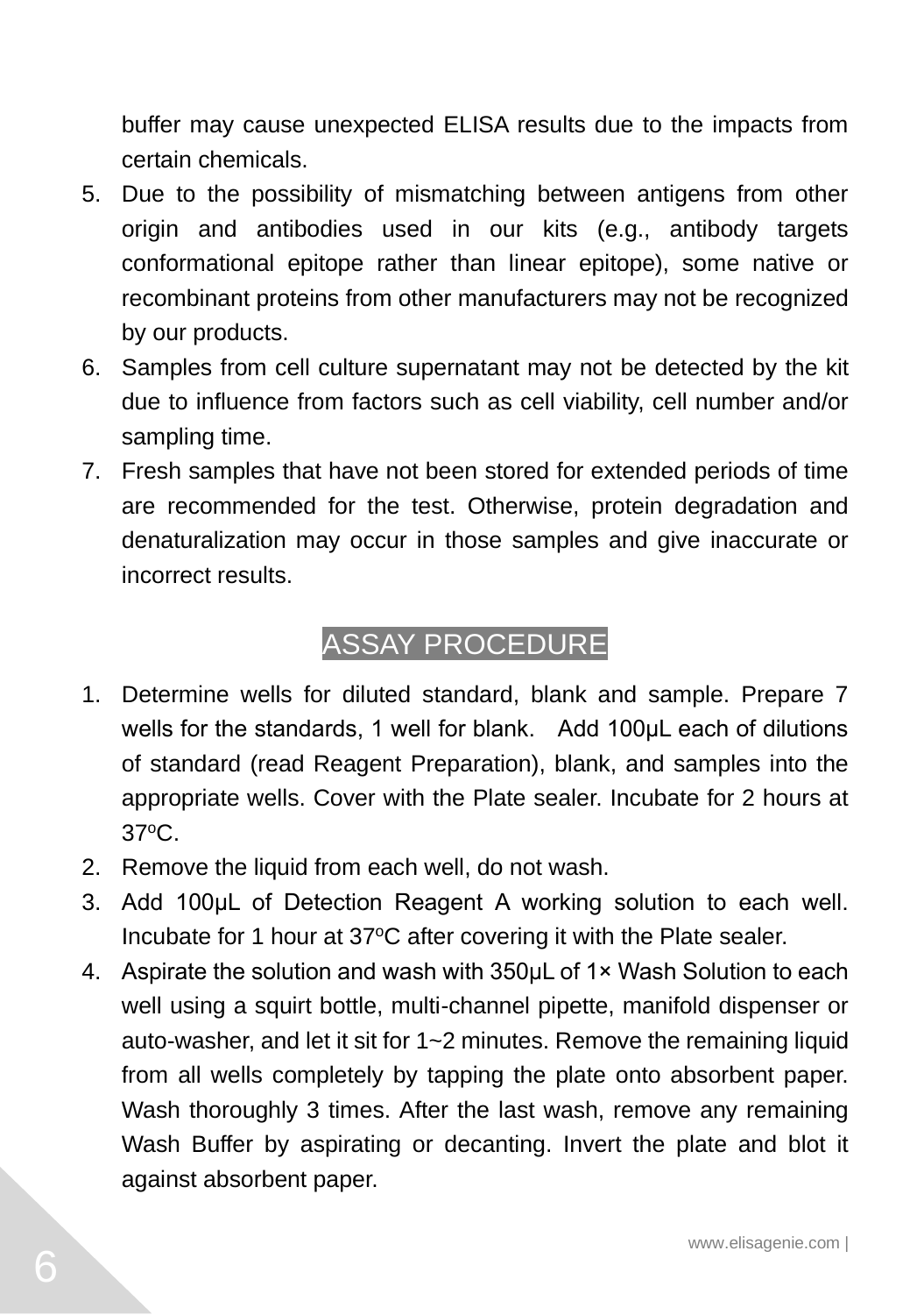buffer may cause unexpected ELISA results due to the impacts from certain chemicals.

5. Due to the possibility of mismatching between antigens from other origin and antibodies used in our kits (e.g., antibody targets conformational epitope rather than linear epitope), some native or recombinant proteins from other manufacturers may not be recognized by our products.
6. Samples from cell culture supernatant may not be detected by the kit due to influence from factors such as cell viability, cell number and/or sampling time.
7. Fresh samples that have not been stored for extended periods of time are recommended for the test. Otherwise, protein degradation and denaturalization may occur in those samples and give inaccurate or incorrect results.

## ASSAY PROCEDURE

1. Determine wells for diluted standard, blank and sample. Prepare 7 wells for the standards, 1 well for blank. Add 100μL each of dilutions of standard (read Reagent Preparation), blank, and samples into the appropriate wells. Cover with the Plate sealer. Incubate for 2 hours at 37$^{o}$C.
2. Remove the liquid from each well, do not wash.
3. Add 100μL of Detection Reagent A working solution to each well. Incubate for 1 hour at 37$^{o}$C after covering it with the Plate sealer.
4. Aspirate the solution and wash with 350μL of 1× Wash Solution to each well using a squirt bottle, multi-channel pipette, manifold dispenser or auto-washer, and let it sit for 1~2 minutes. Remove the remaining liquid from all wells completely by tapping the plate onto absorbent paper. Wash thoroughly 3 times. After the last wash, remove any remaining Wash Buffer by aspirating or decanting. Invert the plate and blot it against absorbent paper.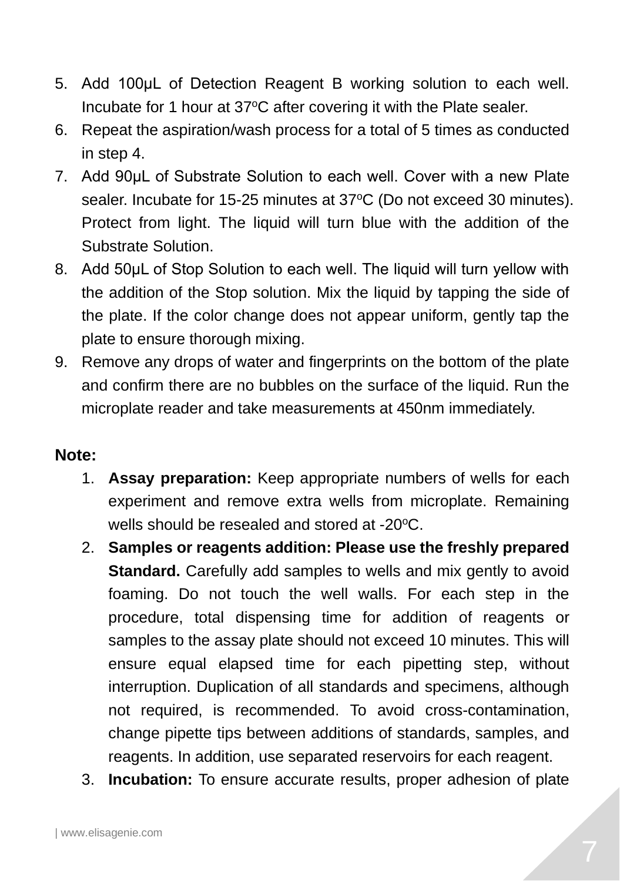5. Add 100μL of Detection Reagent B working solution to each well. Incubate for 1 hour at 37ºC after covering it with the Plate sealer.
6. Repeat the aspiration/wash process for a total of 5 times as conducted in step 4.
7. Add 90μL of Substrate Solution to each well. Cover with a new Plate sealer. Incubate for 15-25 minutes at 37ºC (Do not exceed 30 minutes). Protect from light. The liquid will turn blue with the addition of the Substrate Solution.
8. Add 50μL of Stop Solution to each well. The liquid will turn yellow with the addition of the Stop solution. Mix the liquid by tapping the side of the plate. If the color change does not appear uniform, gently tap the plate to ensure thorough mixing.
9. Remove any drops of water and fingerprints on the bottom of the plate and confirm there are no bubbles on the surface of the liquid. Run the microplate reader and take measurements at 450nm immediately.

**Note:**

1. **Assay preparation:** Keep appropriate numbers of wells for each experiment and remove extra wells from microplate. Remaining wells should be resealed and stored at -20ºC.
2. **Samples or reagents addition: Please use the freshly prepared Standard.** Carefully add samples to wells and mix gently to avoid foaming. Do not touch the well walls. For each step in the procedure, total dispensing time for addition of reagents or samples to the assay plate should not exceed 10 minutes. This will ensure equal elapsed time for each pipetting step, without interruption. Duplication of all standards and specimens, although not required, is recommended. To avoid cross-contamination, change pipette tips between additions of standards, samples, and reagents. In addition, use separated reservoirs for each reagent.
3. **Incubation:** To ensure accurate results, proper adhesion of plate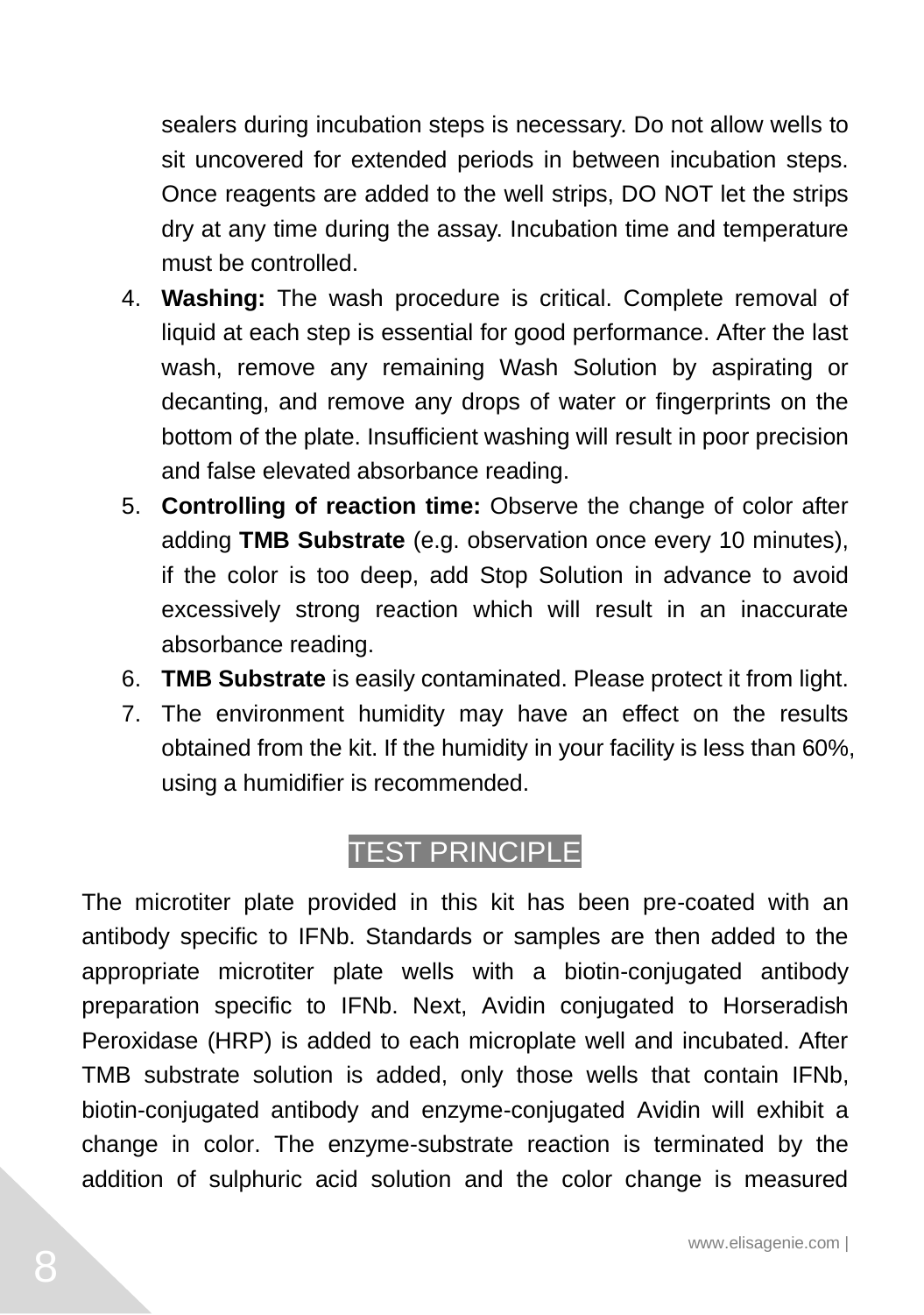sealers during incubation steps is necessary. Do not allow wells to sit uncovered for extended periods in between incubation steps. Once reagents are added to the well strips, DO NOT let the strips dry at any time during the assay. Incubation time and temperature must be controlled.

4. **Washing:** The wash procedure is critical. Complete removal of liquid at each step is essential for good performance. After the last wash, remove any remaining Wash Solution by aspirating or decanting, and remove any drops of water or fingerprints on the bottom of the plate. Insufficient washing will result in poor precision and false elevated absorbance reading.
5. **Controlling of reaction time:** Observe the change of color after adding **TMB Substrate** (e.g. observation once every 10 minutes), if the color is too deep, add Stop Solution in advance to avoid excessively strong reaction which will result in an inaccurate absorbance reading.
6. **TMB Substrate** is easily contaminated. Please protect it from light.
7. The environment humidity may have an effect on the results obtained from the kit. If the humidity in your facility is less than 60%, using a humidifier is recommended.

## TEST PRINCIPLE

The microtiter plate provided in this kit has been pre-coated with an antibody specific to IFNb. Standards or samples are then added to the appropriate microtiter plate wells with a biotin-conjugated antibody preparation specific to IFNb. Next, Avidin conjugated to Horseradish Peroxidase (HRP) is added to each microplate well and incubated. After TMB substrate solution is added, only those wells that contain IFNb, biotin-conjugated antibody and enzyme-conjugated Avidin will exhibit a change in color. The enzyme-substrate reaction is terminated by the addition of sulphuric acid solution and the color change is measured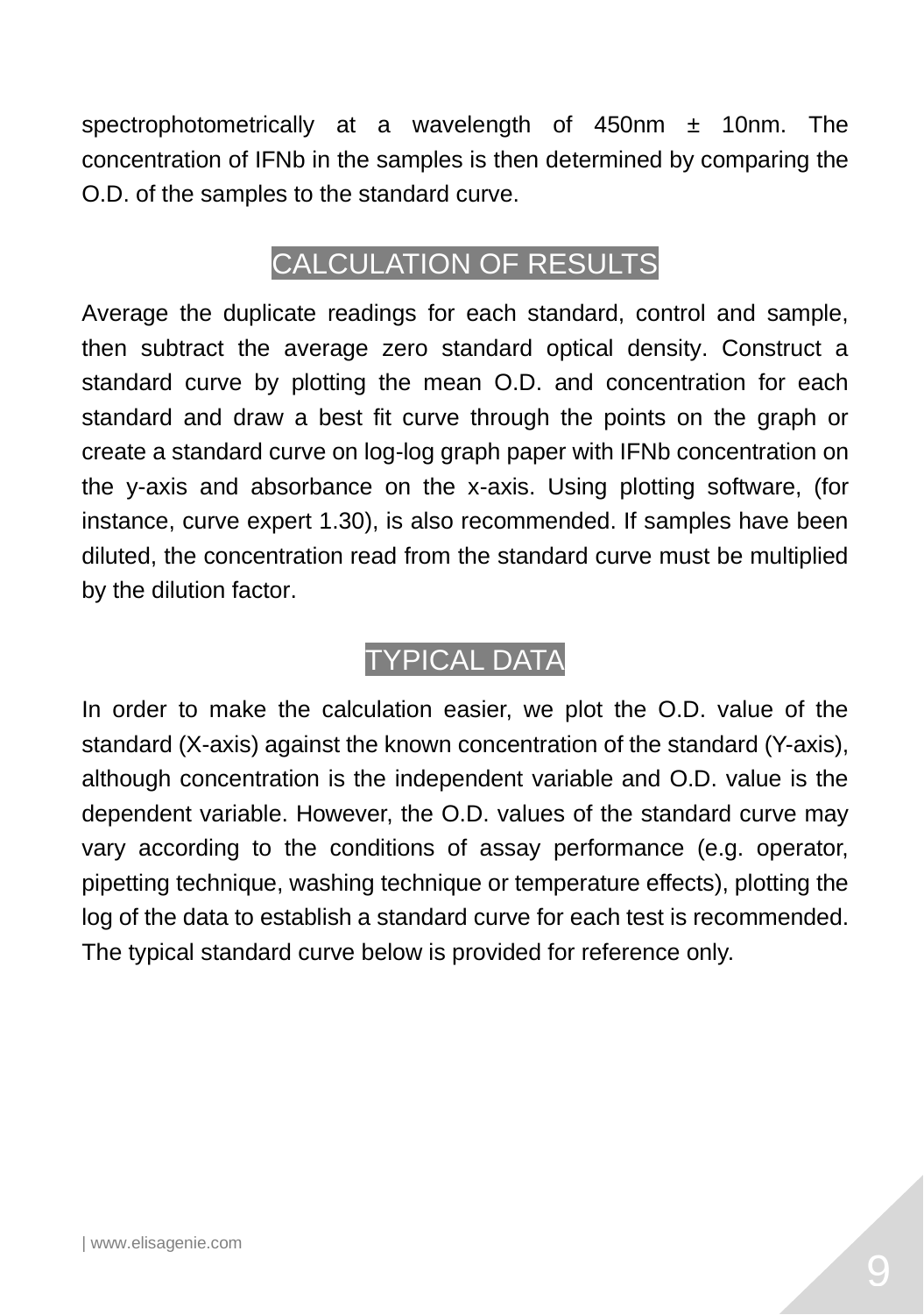spectrophotometrically at a wavelength of 450nm ± 10nm. The concentration of IFNb in the samples is then determined by comparing the O.D. of the samples to the standard curve.

## CALCULATION OF RESULTS

Average the duplicate readings for each standard, control and sample, then subtract the average zero standard optical density. Construct a standard curve by plotting the mean O.D. and concentration for each standard and draw a best fit curve through the points on the graph or create a standard curve on log-log graph paper with IFNb concentration on the y-axis and absorbance on the x-axis. Using plotting software, (for instance, curve expert 1.30), is also recommended. If samples have been diluted, the concentration read from the standard curve must be multiplied by the dilution factor.

## TYPICAL DATA

In order to make the calculation easier, we plot the O.D. value of the standard (X-axis) against the known concentration of the standard (Y-axis), although concentration is the independent variable and O.D. value is the dependent variable. However, the O.D. values of the standard curve may vary according to the conditions of assay performance (e.g. operator, pipetting technique, washing technique or temperature effects), plotting the log of the data to establish a standard curve for each test is recommended. The typical standard curve below is provided for reference only.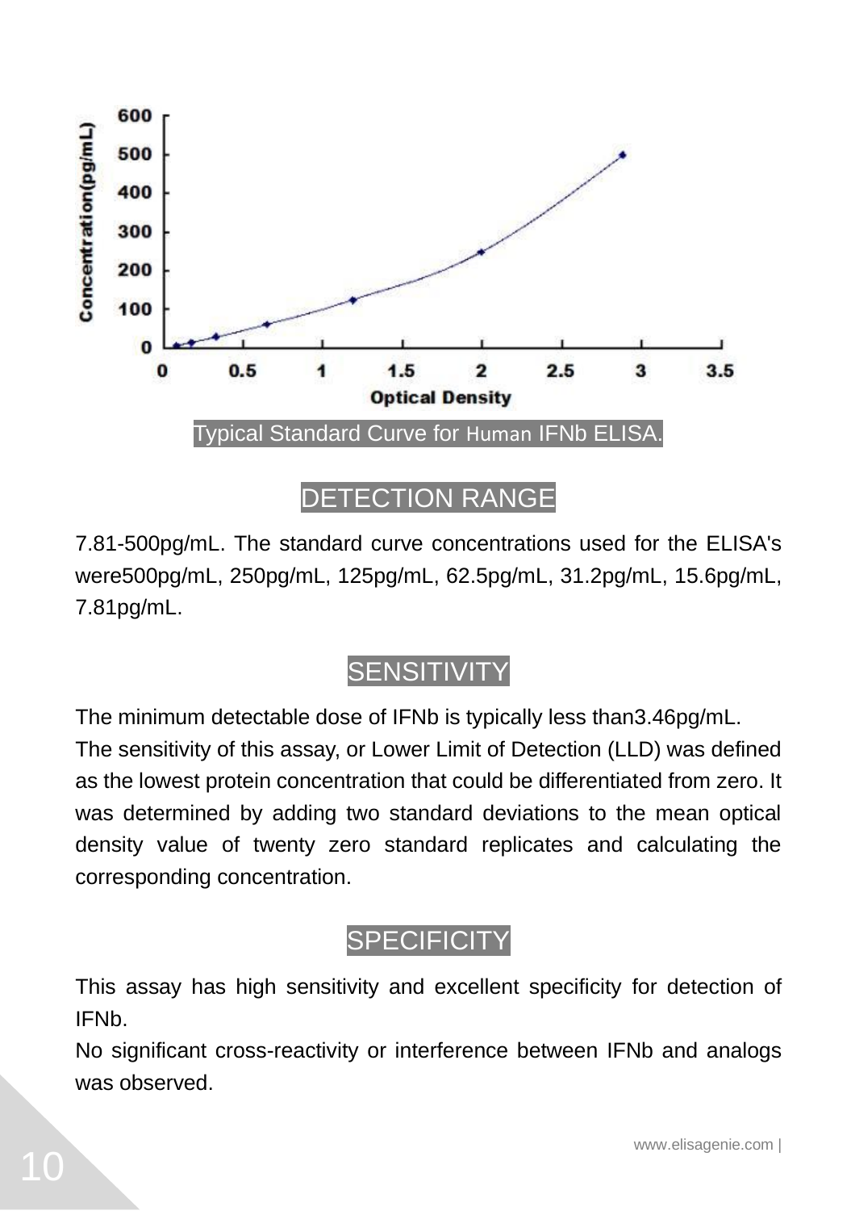Typical Standard Curve for Human IFNb ELISA.

## DETECTION RANGE

7.81-500pg/mL. The standard curve concentrations used for the ELISA's were500pg/mL, 250pg/mL, 125pg/mL, 62.5pg/mL, 31.2pg/mL, 15.6pg/mL, 7.81pg/mL.

## SENSITIVITY

The minimum detectable dose of IFNb is typically less than3.46pg/mL.
The sensitivity of this assay, or Lower Limit of Detection (LLD) was defined as the lowest protein concentration that could be differentiated from zero. It was determined by adding two standard deviations to the mean optical density value of twenty zero standard replicates and calculating the corresponding concentration.

## SPECIFICITY

This assay has high sensitivity and excellent specificity for detection of IFNb.
No significant cross-reactivity or interference between IFNb and analogs was observed.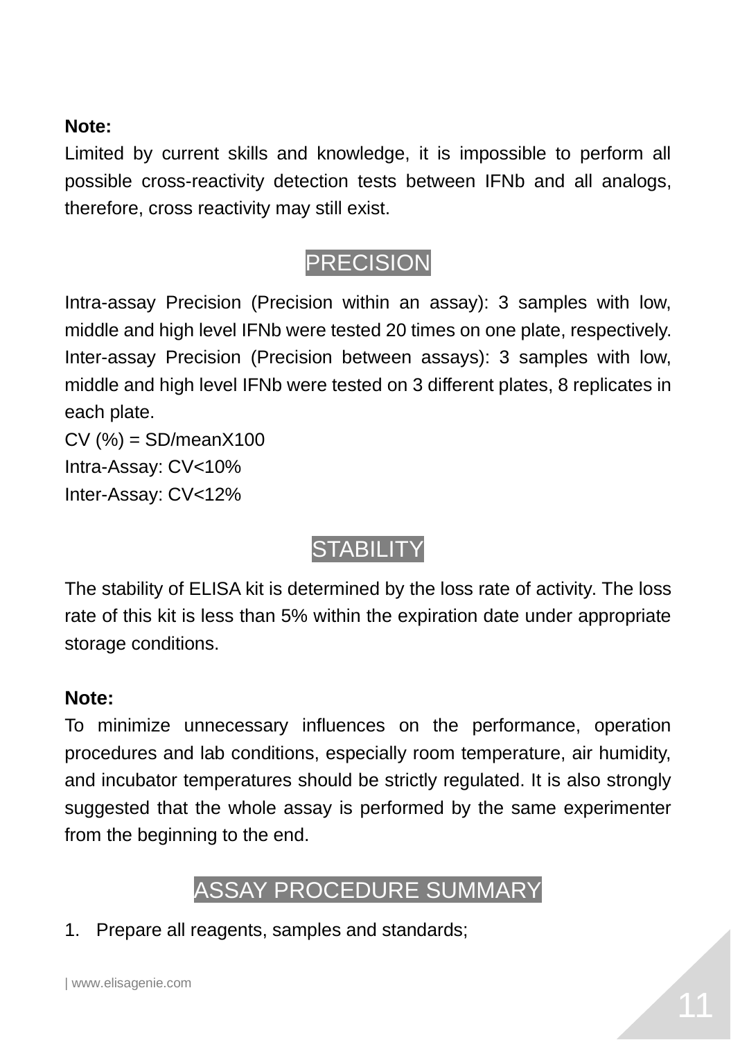**Note:**

Limited by current skills and knowledge, it is impossible to perform all possible cross-reactivity detection tests between IFNb and all analogs, therefore, cross reactivity may still exist.

## PRECISION

Intra-assay Precision (Precision within an assay): 3 samples with low, middle and high level IFNb were tested 20 times on one plate, respectively.
Inter-assay Precision (Precision between assays): 3 samples with low, middle and high level IFNb were tested on 3 different plates, 8 replicates in each plate.
CV (%) = SD/meanX100
Intra-Assay: CV<10%
Inter-Assay: CV<12%

## STABILITY

The stability of ELISA kit is determined by the loss rate of activity. The loss rate of this kit is less than 5% within the expiration date under appropriate storage conditions.

**Note:**

To minimize unnecessary influences on the performance, operation procedures and lab conditions, especially room temperature, air humidity, and incubator temperatures should be strictly regulated. It is also strongly suggested that the whole assay is performed by the same experimenter from the beginning to the end.

## ASSAY PROCEDURE SUMMARY

1. Prepare all reagents, samples and standards;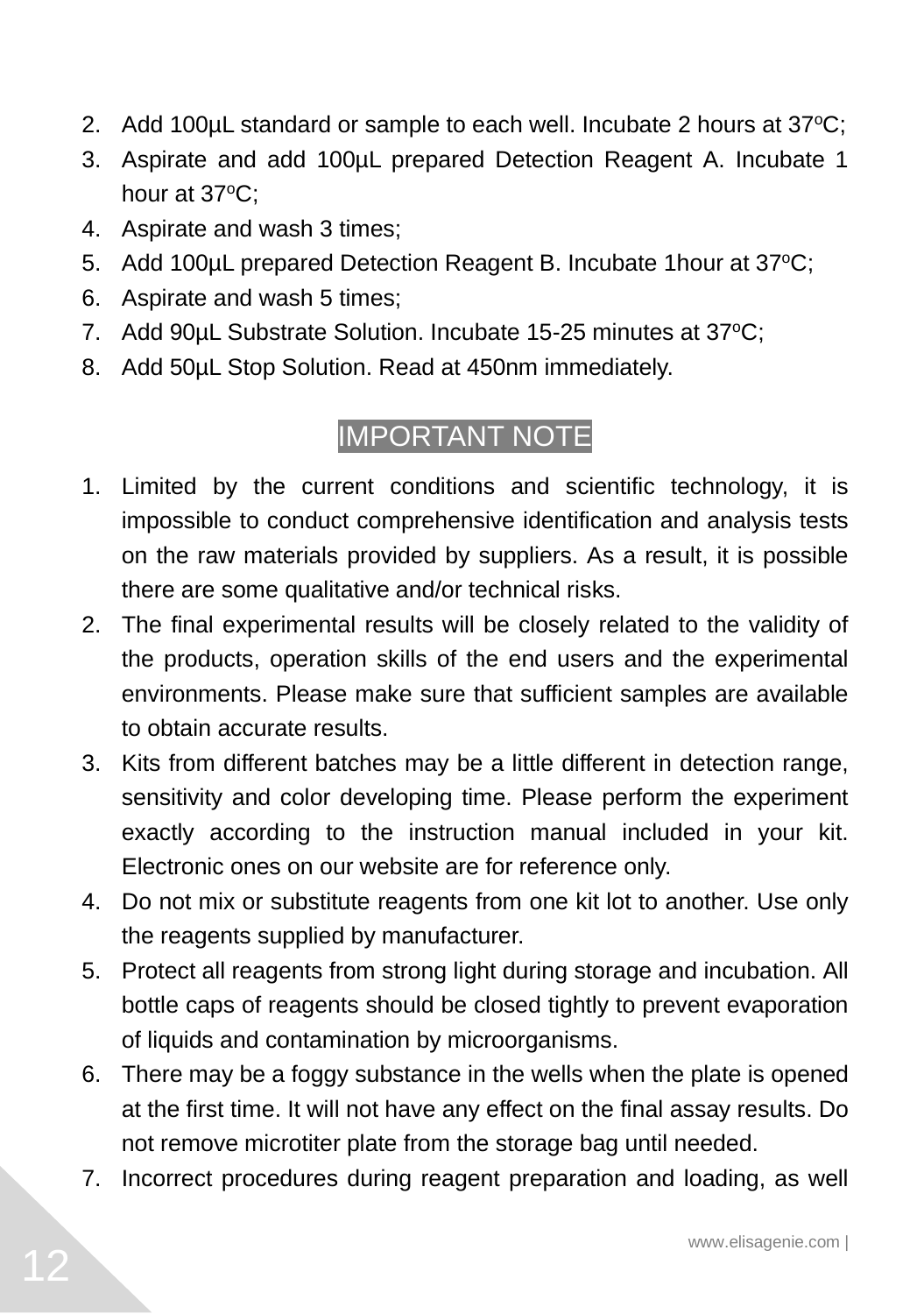2. Add 100µL standard or sample to each well. Incubate 2 hours at 37ºC;
3. Aspirate and add 100µL prepared Detection Reagent A. Incubate 1 hour at 37ºC;
4. Aspirate and wash 3 times;
5. Add 100µL prepared Detection Reagent B. Incubate 1hour at 37ºC;
6. Aspirate and wash 5 times;
7. Add 90µL Substrate Solution. Incubate 15-25 minutes at 37ºC;
8. Add 50µL Stop Solution. Read at 450nm immediately.

## IMPORTANT NOTE

1. Limited by the current conditions and scientific technology, it is impossible to conduct comprehensive identification and analysis tests on the raw materials provided by suppliers. As a result, it is possible there are some qualitative and/or technical risks.
2. The final experimental results will be closely related to the validity of the products, operation skills of the end users and the experimental environments. Please make sure that sufficient samples are available to obtain accurate results.
3. Kits from different batches may be a little different in detection range, sensitivity and color developing time. Please perform the experiment exactly according to the instruction manual included in your kit. Electronic ones on our website are for reference only.
4. Do not mix or substitute reagents from one kit lot to another. Use only the reagents supplied by manufacturer.
5. Protect all reagents from strong light during storage and incubation. All bottle caps of reagents should be closed tightly to prevent evaporation of liquids and contamination by microorganisms.
6. There may be a foggy substance in the wells when the plate is opened at the first time. It will not have any effect on the final assay results. Do not remove microtiter plate from the storage bag until needed.
7. Incorrect procedures during reagent preparation and loading, as well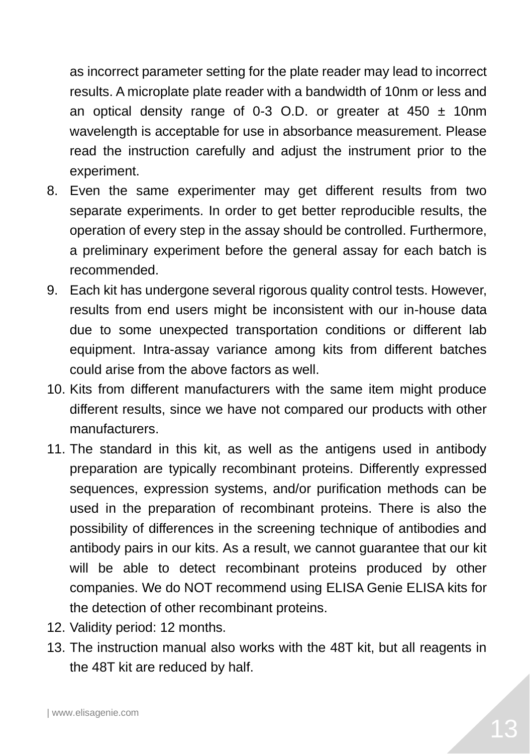as incorrect parameter setting for the plate reader may lead to incorrect results. A microplate plate reader with a bandwidth of 10nm or less and an optical density range of 0-3 O.D. or greater at 450 ± 10nm wavelength is acceptable for use in absorbance measurement. Please read the instruction carefully and adjust the instrument prior to the experiment.

8. Even the same experimenter may get different results from two separate experiments. In order to get better reproducible results, the operation of every step in the assay should be controlled. Furthermore, a preliminary experiment before the general assay for each batch is recommended.
9. Each kit has undergone several rigorous quality control tests. However, results from end users might be inconsistent with our in-house data due to some unexpected transportation conditions or different lab equipment. Intra-assay variance among kits from different batches could arise from the above factors as well.
10. Kits from different manufacturers with the same item might produce different results, since we have not compared our products with other manufacturers.
11. The standard in this kit, as well as the antigens used in antibody preparation are typically recombinant proteins. Differently expressed sequences, expression systems, and/or purification methods can be used in the preparation of recombinant proteins. There is also the possibility of differences in the screening technique of antibodies and antibody pairs in our kits. As a result, we cannot guarantee that our kit will be able to detect recombinant proteins produced by other companies. We do NOT recommend using ELISA Genie ELISA kits for the detection of other recombinant proteins.
12. Validity period: 12 months.
13. The instruction manual also works with the 48T kit, but all reagents in the 48T kit are reduced by half.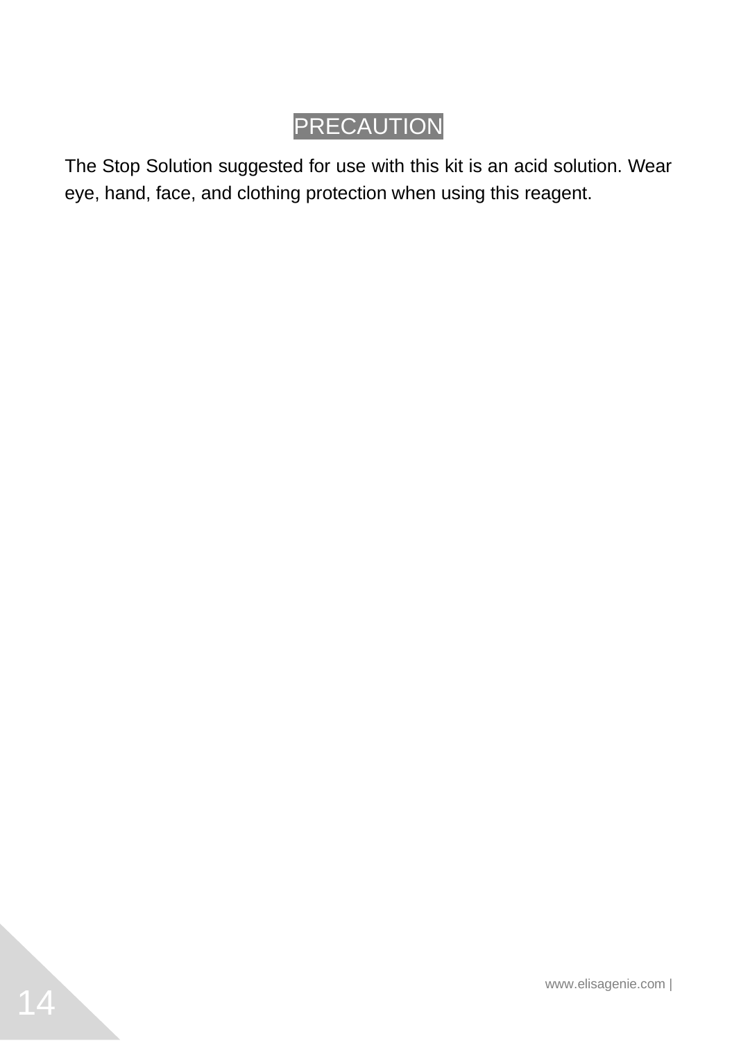## PRECAUTION

The Stop Solution suggested for use with this kit is an acid solution. Wear eye, hand, face, and clothing protection when using this reagent.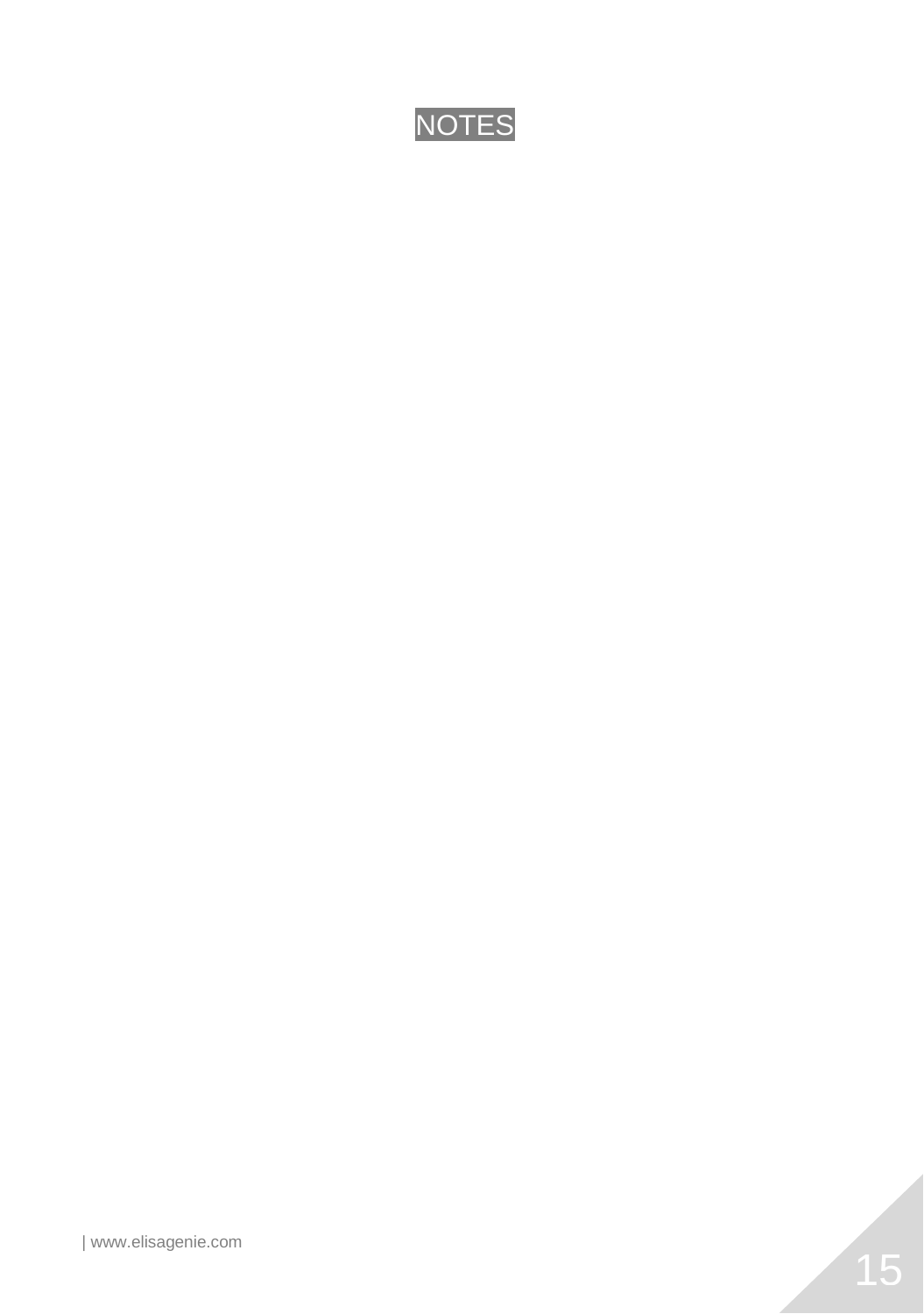# NOTES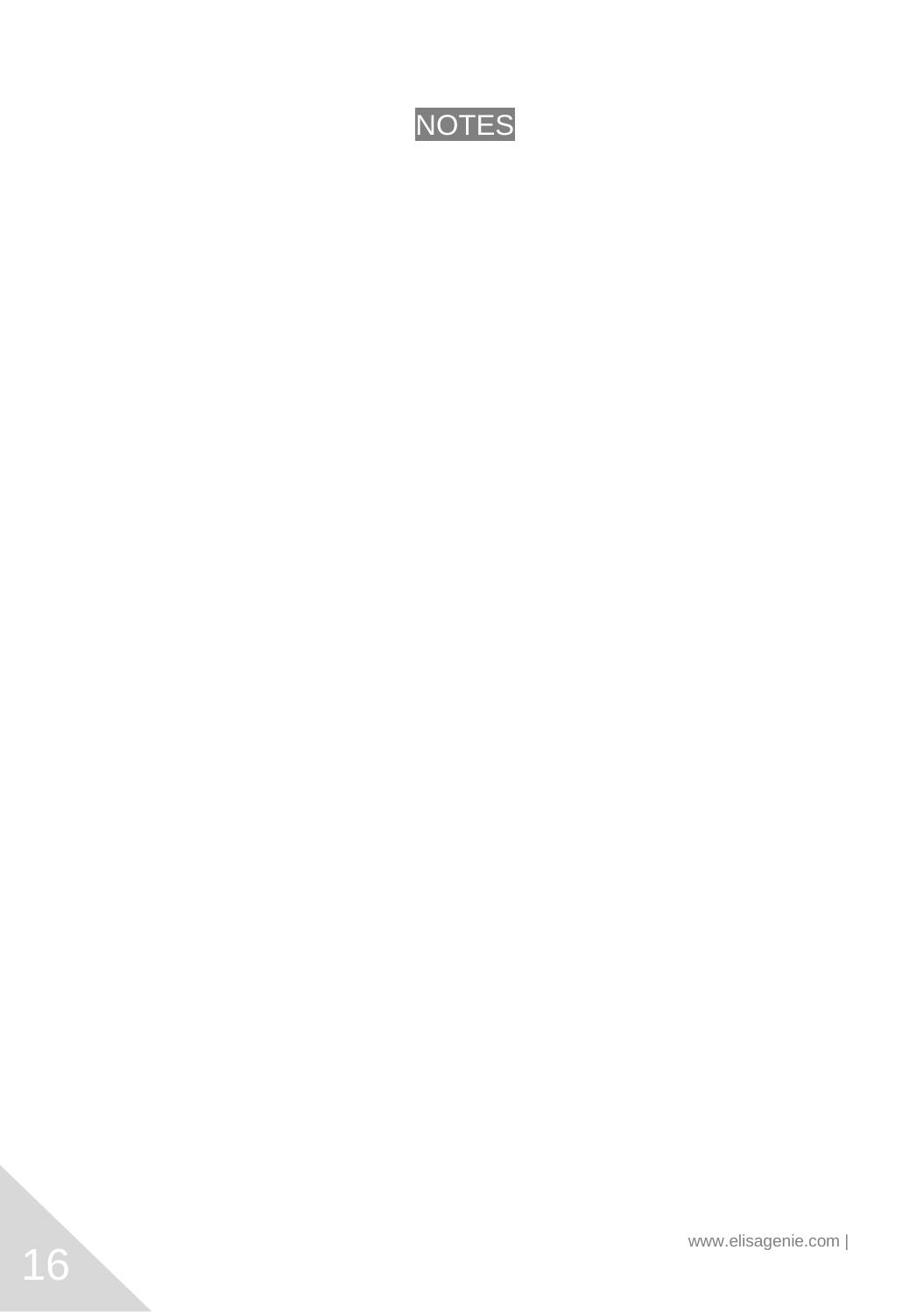# NOTES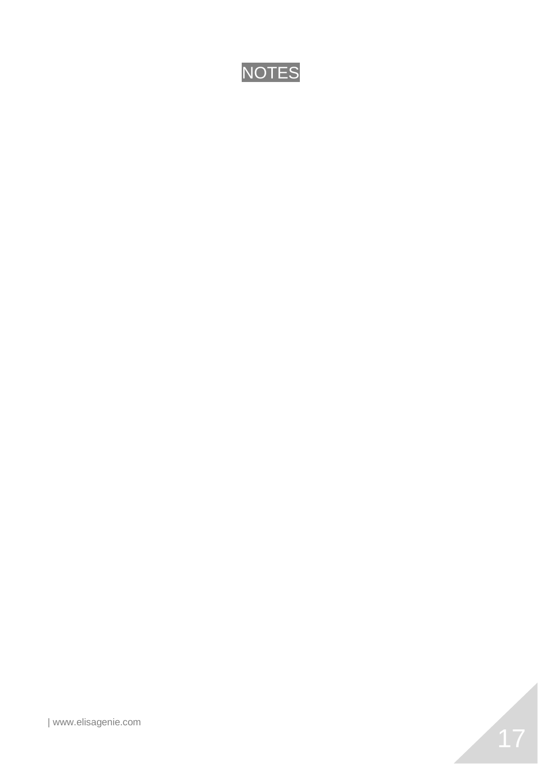# NOTES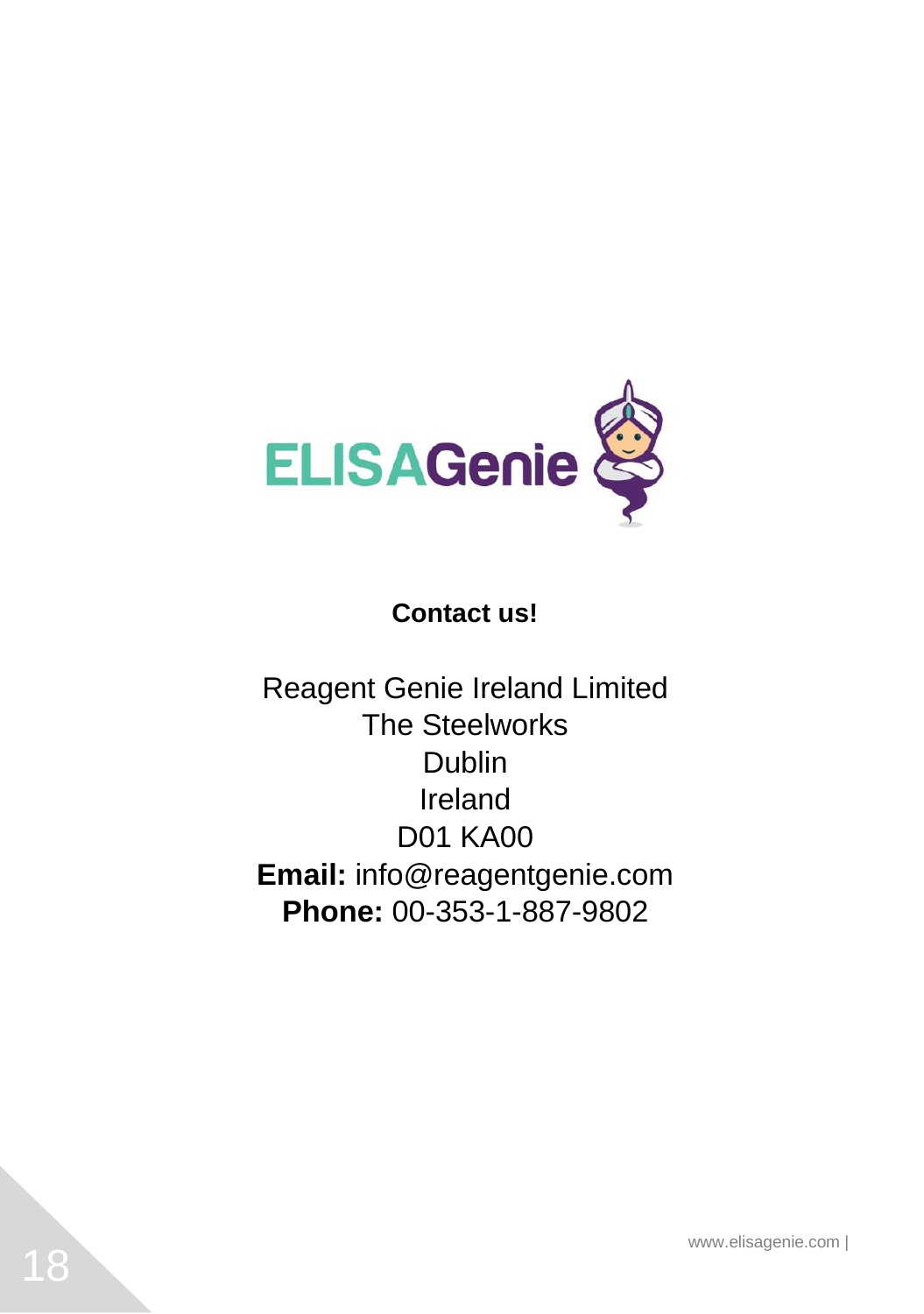ELISAGenie

**Contact us!**

Reagent Genie Ireland Limited
The Steelworks
Dublin
Ireland
D01 KA00
**Email:** info@reagentgenie.com
**Phone:** 00-353-1-887-9802